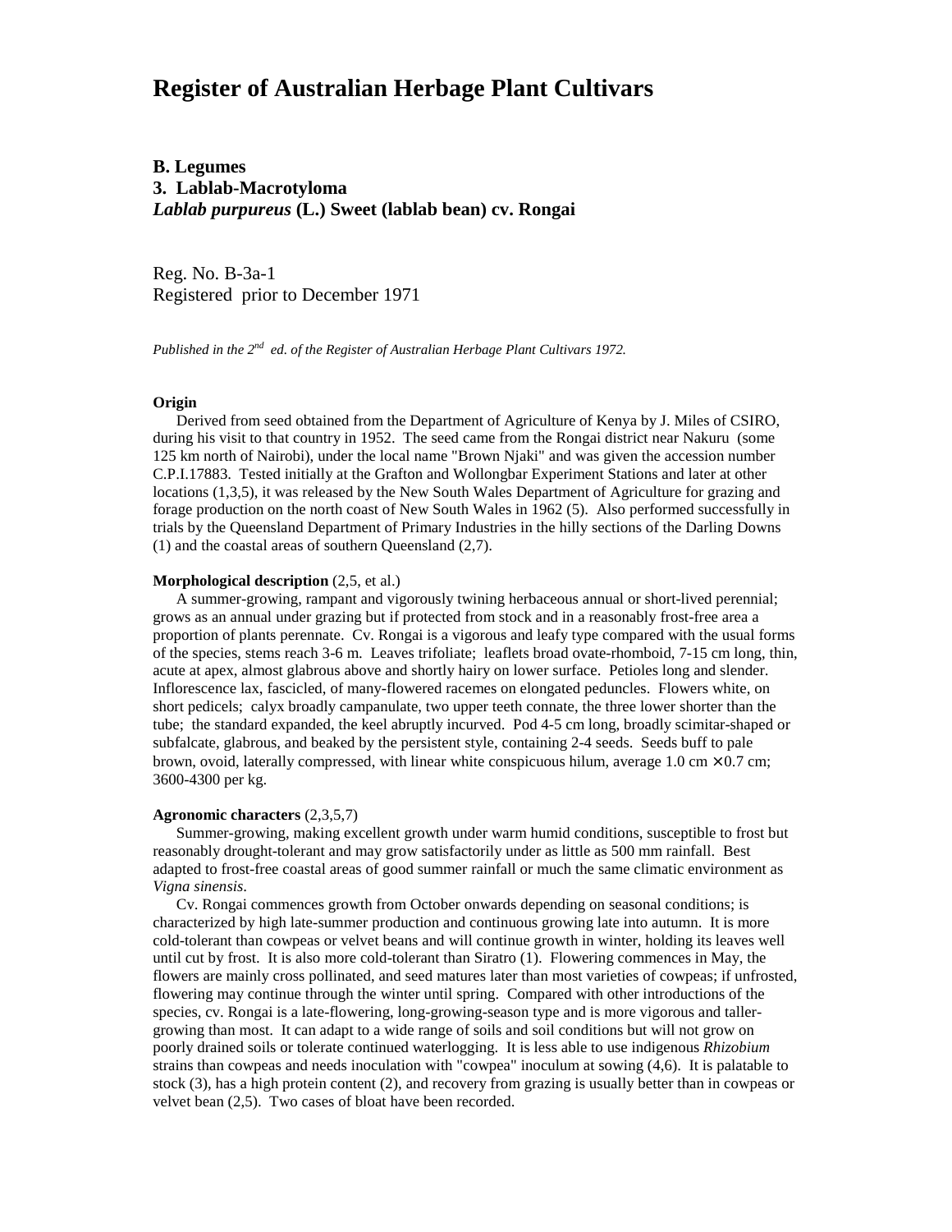# Register of Australian Herbage Plant Cultivars

**B. Legumes**
**3. Lablab-Macrotyloma**
***Lablab purpureus* (L.) Sweet (lablab bean) cv. Rongai**

Reg. No. B-3a-1
Registered prior to December 1971

*Published in the 2nd ed. of the Register of Australian Herbage Plant Cultivars 1972.*

**Origin**

Derived from seed obtained from the Department of Agriculture of Kenya by J. Miles of CSIRO, during his visit to that country in 1952. The seed came from the Rongai district near Nakuru (some 125 km north of Nairobi), under the local name "Brown Njaki" and was given the accession number C.P.I.17883. Tested initially at the Grafton and Wollongbar Experiment Stations and later at other locations (1,3,5), it was released by the New South Wales Department of Agriculture for grazing and forage production on the north coast of New South Wales in 1962 (5). Also performed successfully in trials by the Queensland Department of Primary Industries in the hilly sections of the Darling Downs (1) and the coastal areas of southern Queensland (2,7).

**Morphological description** (2,5, et al.)

A summer-growing, rampant and vigorously twining herbaceous annual or short-lived perennial; grows as an annual under grazing but if protected from stock and in a reasonably frost-free area a proportion of plants perennate. Cv. Rongai is a vigorous and leafy type compared with the usual forms of the species, stems reach 3-6 m. Leaves trifoliate; leaflets broad ovate-rhomboid, 7-15 cm long, thin, acute at apex, almost glabrous above and shortly hairy on lower surface. Petioles long and slender. Inflorescence lax, fascicled, of many-flowered racemes on elongated peduncles. Flowers white, on short pedicels; calyx broadly campanulate, two upper teeth connate, the three lower shorter than the tube; the standard expanded, the keel abruptly incurved. Pod 4-5 cm long, broadly scimitar-shaped or subfalcate, glabrous, and beaked by the persistent style, containing 2-4 seeds. Seeds buff to pale brown, ovoid, laterally compressed, with linear white conspicuous hilum, average 1.0 cm × 0.7 cm; 3600-4300 per kg.

**Agronomic characters** (2,3,5,7)

Summer-growing, making excellent growth under warm humid conditions, susceptible to frost but reasonably drought-tolerant and may grow satisfactorily under as little as 500 mm rainfall. Best adapted to frost-free coastal areas of good summer rainfall or much the same climatic environment as *Vigna sinensis*.

Cv. Rongai commences growth from October onwards depending on seasonal conditions; is characterized by high late-summer production and continuous growing late into autumn. It is more cold-tolerant than cowpeas or velvet beans and will continue growth in winter, holding its leaves well until cut by frost. It is also more cold-tolerant than Siratro (1). Flowering commences in May, the flowers are mainly cross pollinated, and seed matures later than most varieties of cowpeas; if unfrosted, flowering may continue through the winter until spring. Compared with other introductions of the species, cv. Rongai is a late-flowering, long-growing-season type and is more vigorous and taller-growing than most. It can adapt to a wide range of soils and soil conditions but will not grow on poorly drained soils or tolerate continued waterlogging. It is less able to use indigenous *Rhizobium* strains than cowpeas and needs inoculation with "cowpea" inoculum at sowing (4,6). It is palatable to stock (3), has a high protein content (2), and recovery from grazing is usually better than in cowpeas or velvet bean (2,5). Two cases of bloat have been recorded.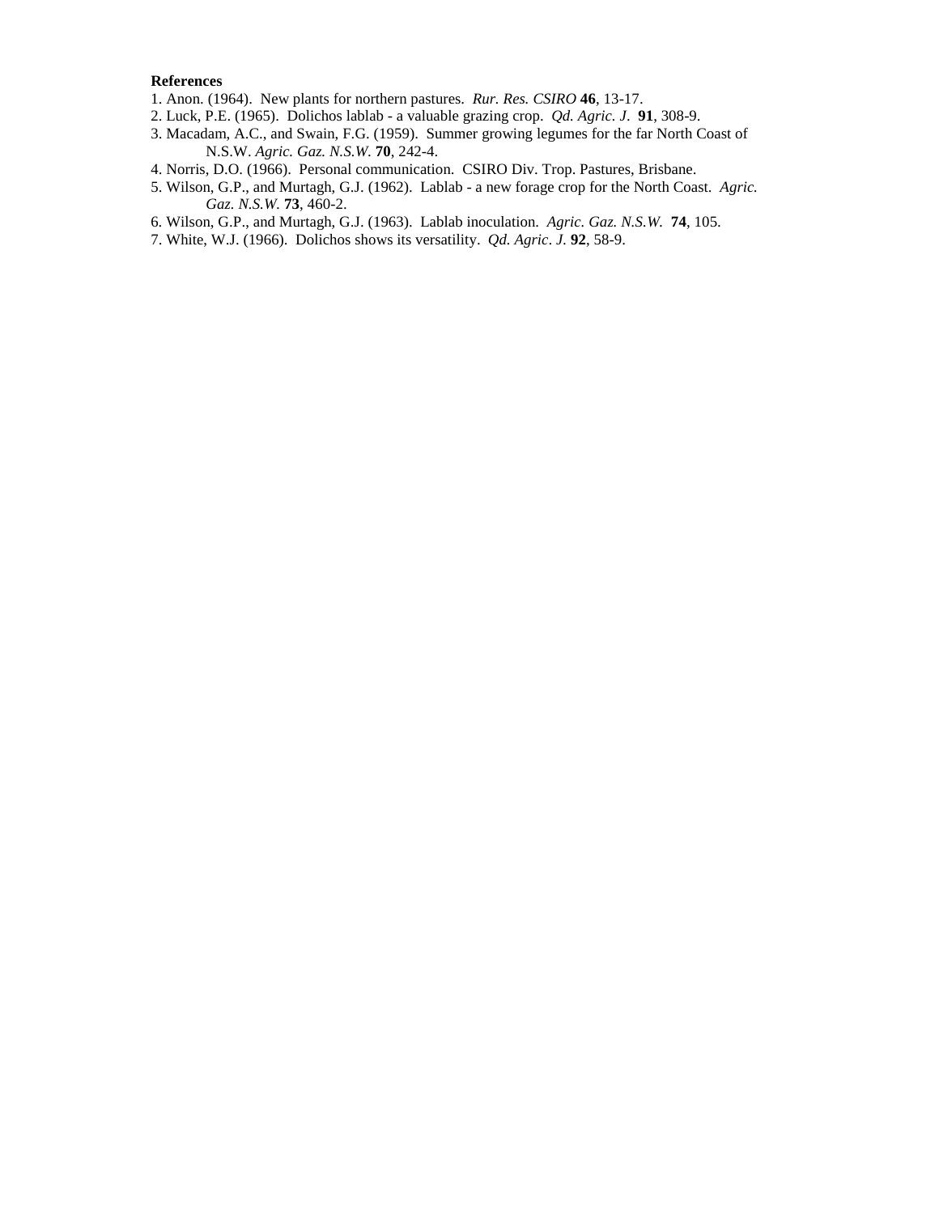**References**

1. Anon. (1964). New plants for northern pastures. *Rur. Res. CSIRO* **46**, 13-17.
2. Luck, P.E. (1965). Dolichos lablab - a valuable grazing crop. *Qd. Agric. J.* **91**, 308-9.
3. Macadam, A.C., and Swain, F.G. (1959). Summer growing legumes for the far North Coast of N.S.W. *Agric. Gaz. N.S.W.* **70**, 242-4.
4. Norris, D.O. (1966). Personal communication. CSIRO Div. Trop. Pastures, Brisbane.
5. Wilson, G.P., and Murtagh, G.J. (1962). Lablab - a new forage crop for the North Coast. *Agric. Gaz. N.S.W.* **73**, 460-2.
6. Wilson, G.P., and Murtagh, G.J. (1963). Lablab inoculation. *Agric. Gaz. N.S.W.* **74**, 105.
7. White, W.J. (1966). Dolichos shows its versatility. *Qd. Agric. J.* **92**, 58-9.